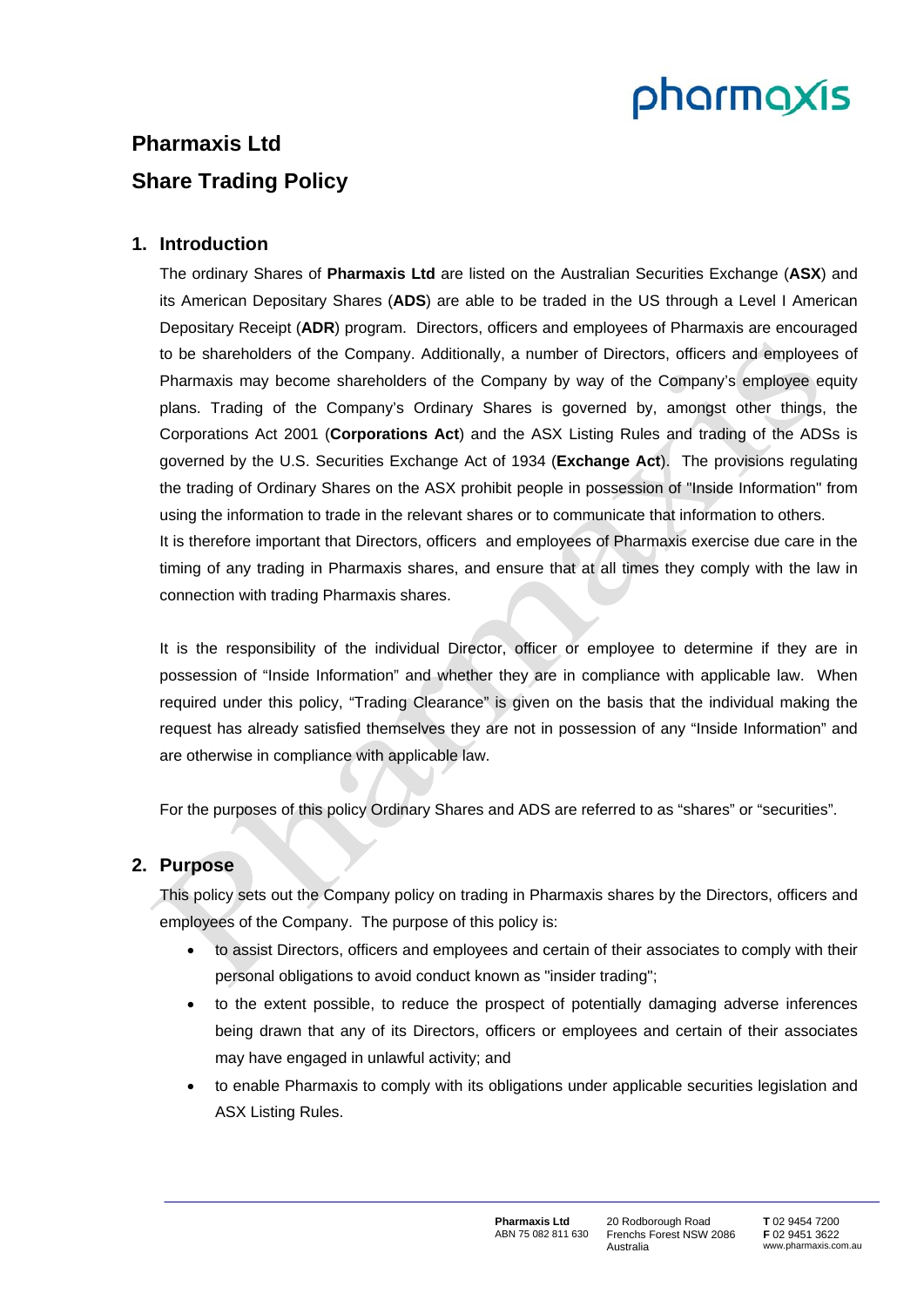# Pharmaxis Ltd
# Share Trading Policy

## 1. Introduction

The ordinary Shares of **Pharmaxis Ltd** are listed on the Australian Securities Exchange (**ASX**) and its American Depositary Shares (**ADS**) are able to be traded in the US through a Level I American Depositary Receipt (**ADR**) program. Directors, officers and employees of Pharmaxis are encouraged to be shareholders of the Company. Additionally, a number of Directors, officers and employees of Pharmaxis may become shareholders of the Company by way of the Company's employee equity plans. Trading of the Company's Ordinary Shares is governed by, amongst other things, the Corporations Act 2001 (**Corporations Act**) and the ASX Listing Rules and trading of the ADSs is governed by the U.S. Securities Exchange Act of 1934 (**Exchange Act**). The provisions regulating the trading of Ordinary Shares on the ASX prohibit people in possession of "Inside Information" from using the information to trade in the relevant shares or to communicate that information to others.

It is therefore important that Directors, officers and employees of Pharmaxis exercise due care in the timing of any trading in Pharmaxis shares, and ensure that at all times they comply with the law in connection with trading Pharmaxis shares.

It is the responsibility of the individual Director, officer or employee to determine if they are in possession of "Inside Information" and whether they are in compliance with applicable law. When required under this policy, "Trading Clearance" is given on the basis that the individual making the request has already satisfied themselves they are not in possession of any "Inside Information" and are otherwise in compliance with applicable law.

For the purposes of this policy Ordinary Shares and ADS are referred to as "shares" or "securities".

## 2. Purpose

This policy sets out the Company policy on trading in Pharmaxis shares by the Directors, officers and employees of the Company. The purpose of this policy is:

- to assist Directors, officers and employees and certain of their associates to comply with their personal obligations to avoid conduct known as "insider trading";
- to the extent possible, to reduce the prospect of potentially damaging adverse inferences being drawn that any of its Directors, officers or employees and certain of their associates may have engaged in unlawful activity; and
- to enable Pharmaxis to comply with its obligations under applicable securities legislation and ASX Listing Rules.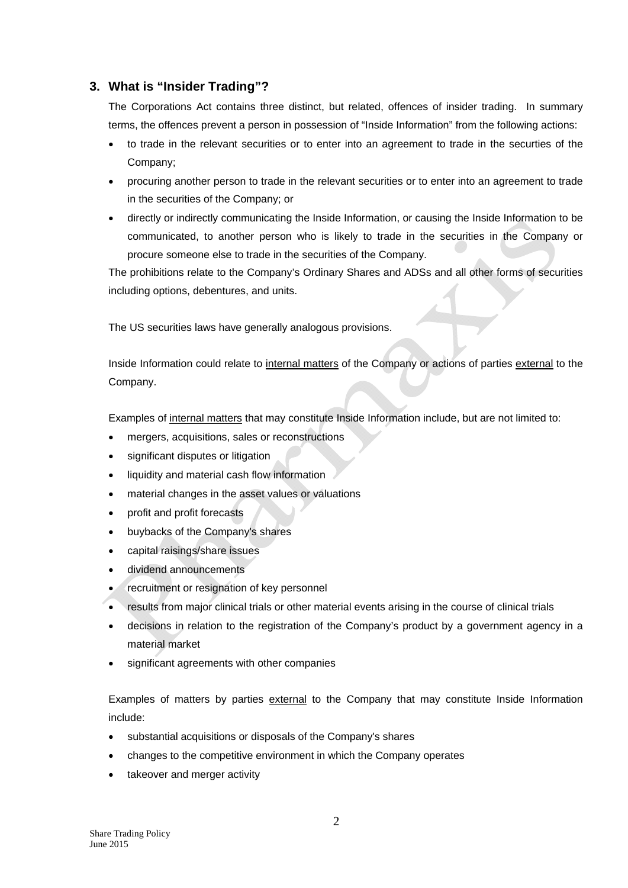## 3. What is "Insider Trading"?

The Corporations Act contains three distinct, but related, offences of insider trading. In summary terms, the offences prevent a person in possession of "Inside Information" from the following actions:

- to trade in the relevant securities or to enter into an agreement to trade in the securies of the Company;
- procuring another person to trade in the relevant securities or to enter into an agreement to trade in the securities of the Company; or
- directly or indirectly communicating the Inside Information, or causing the Inside Information to be communicated, to another person who is likely to trade in the securities in the Company or procure someone else to trade in the securities of the Company.

The prohibitions relate to the Company's Ordinary Shares and ADSs and all other forms of securities including options, debentures, and units.

The US securities laws have generally analogous provisions.

Inside Information could relate to internal matters of the Company or actions of parties external to the Company.

Examples of internal matters that may constitute Inside Information include, but are not limited to:

- mergers, acquisitions, sales or reconstructions
- significant disputes or litigation
- liquidity and material cash flow information
- material changes in the asset values or valuations
- profit and profit forecasts
- buybacks of the Company's shares
- capital raisings/share issues
- dividend announcements
- recruitment or resignation of key personnel
- results from major clinical trials or other material events arising in the course of clinical trials
- decisions in relation to the registration of the Company's product by a government agency in a material market
- significant agreements with other companies

Examples of matters by parties external to the Company that may constitute Inside Information include:

- substantial acquisitions or disposals of the Company's shares
- changes to the competitive environment in which the Company operates
- takeover and merger activity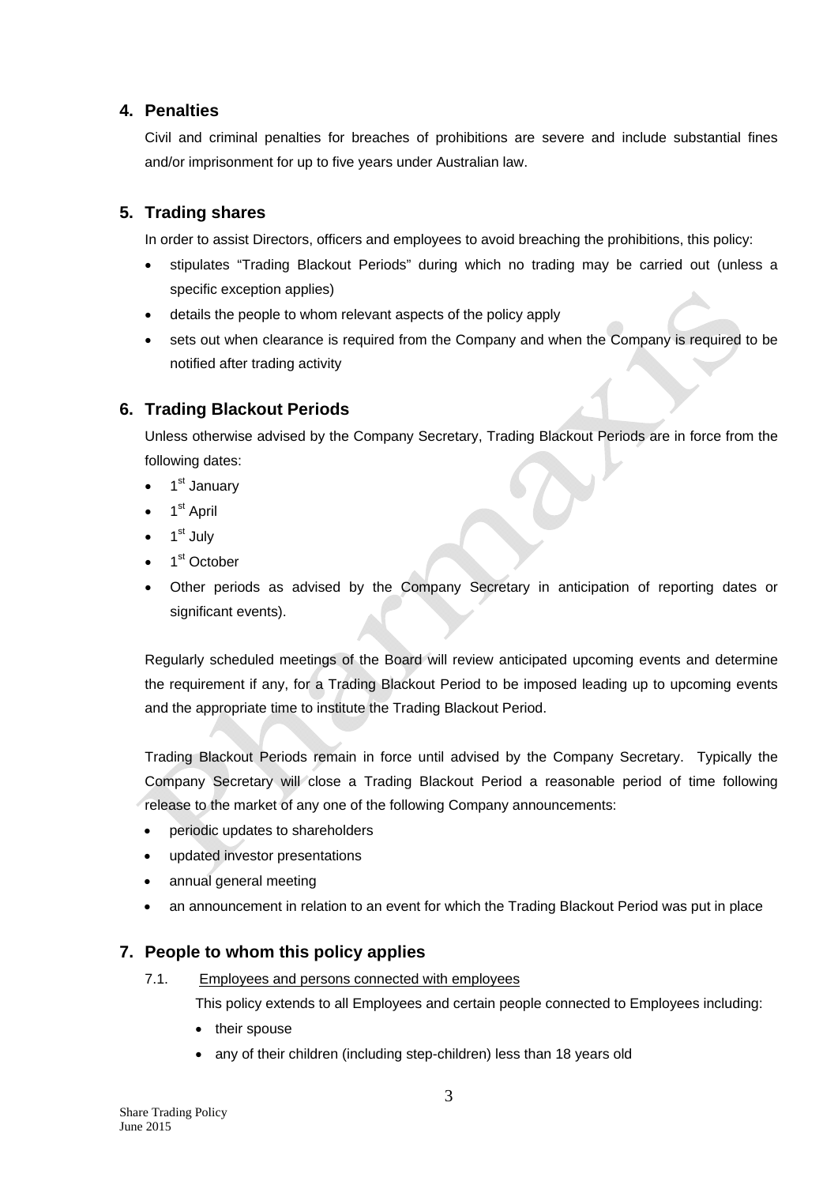## 4. Penalties

Civil and criminal penalties for breaches of prohibitions are severe and include substantial fines and/or imprisonment for up to five years under Australian law.

## 5. Trading shares

In order to assist Directors, officers and employees to avoid breaching the prohibitions, this policy:

- stipulates "Trading Blackout Periods" during which no trading may be carried out (unless a specific exception applies)
- details the people to whom relevant aspects of the policy apply
- sets out when clearance is required from the Company and when the Company is required to be notified after trading activity

## 6. Trading Blackout Periods

Unless otherwise advised by the Company Secretary, Trading Blackout Periods are in force from the following dates:

- 1st January
- 1st April
- 1st July
- 1st October
- Other periods as advised by the Company Secretary in anticipation of reporting dates or significant events).

Regularly scheduled meetings of the Board will review anticipated upcoming events and determine the requirement if any, for a Trading Blackout Period to be imposed leading up to upcoming events and the appropriate time to institute the Trading Blackout Period.

Trading Blackout Periods remain in force until advised by the Company Secretary. Typically the Company Secretary will close a Trading Blackout Period a reasonable period of time following release to the market of any one of the following Company announcements:

- periodic updates to shareholders
- updated investor presentations
- annual general meeting
- an announcement in relation to an event for which the Trading Blackout Period was put in place

## 7. People to whom this policy applies

7.1. Employees and persons connected with employees

This policy extends to all Employees and certain people connected to Employees including:

- their spouse
- any of their children (including step-children) less than 18 years old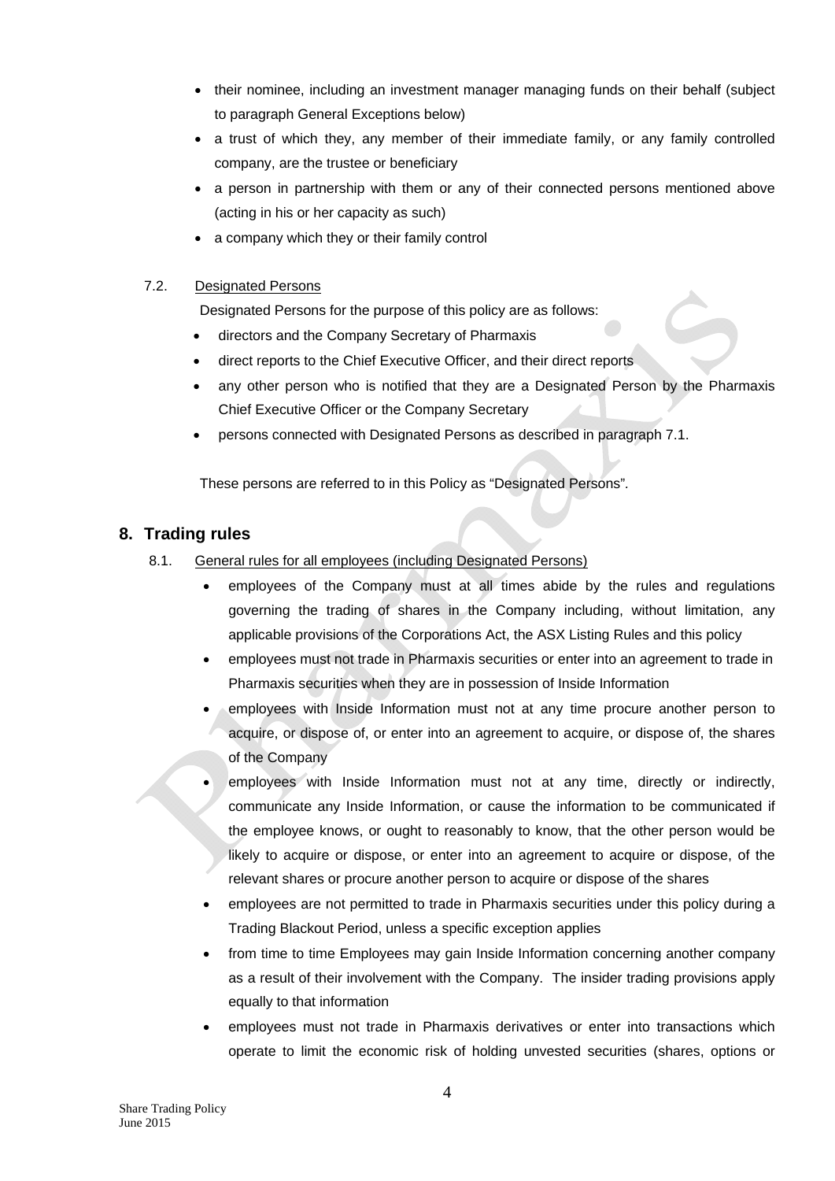- their nominee, including an investment manager managing funds on their behalf (subject to paragraph General Exceptions below)
- a trust of which they, any member of their immediate family, or any family controlled company, are the trustee or beneficiary
- a person in partnership with them or any of their connected persons mentioned above (acting in his or her capacity as such)
- a company which they or their family control

7.2. Designated Persons

Designated Persons for the purpose of this policy are as follows:

- directors and the Company Secretary of Pharmaxis
- direct reports to the Chief Executive Officer, and their direct reports
- any other person who is notified that they are a Designated Person by the Pharmaxis Chief Executive Officer or the Company Secretary
- persons connected with Designated Persons as described in paragraph 7.1.

These persons are referred to in this Policy as "Designated Persons".

## 8. Trading rules

8.1. General rules for all employees (including Designated Persons)

- employees of the Company must at all times abide by the rules and regulations governing the trading of shares in the Company including, without limitation, any applicable provisions of the Corporations Act, the ASX Listing Rules and this policy
- employees must not trade in Pharmaxis securities or enter into an agreement to trade in Pharmaxis securities when they are in possession of Inside Information
- employees with Inside Information must not at any time procure another person to acquire, or dispose of, or enter into an agreement to acquire, or dispose of, the shares of the Company
- employees with Inside Information must not at any time, directly or indirectly, communicate any Inside Information, or cause the information to be communicated if the employee knows, or ought to reasonably to know, that the other person would be likely to acquire or dispose, or enter into an agreement to acquire or dispose, of the relevant shares or procure another person to acquire or dispose of the shares
- employees are not permitted to trade in Pharmaxis securities under this policy during a Trading Blackout Period, unless a specific exception applies
- from time to time Employees may gain Inside Information concerning another company as a result of their involvement with the Company. The insider trading provisions apply equally to that information
- employees must not trade in Pharmaxis derivatives or enter into transactions which operate to limit the economic risk of holding unvested securities (shares, options or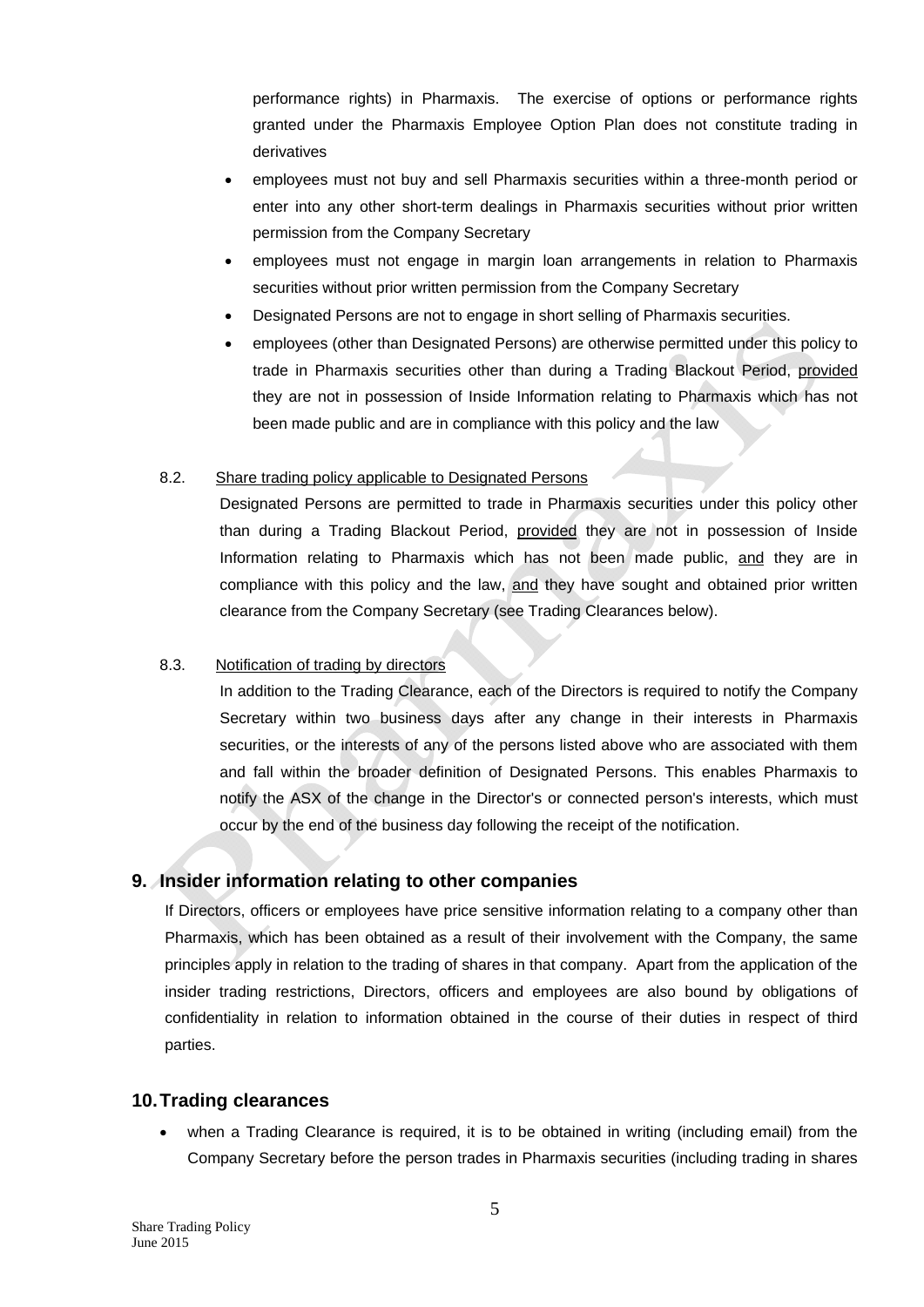performance rights) in Pharmaxis. The exercise of options or performance rights granted under the Pharmaxis Employee Option Plan does not constitute trading in derivatives

- employees must not buy and sell Pharmaxis securities within a three-month period or enter into any other short-term dealings in Pharmaxis securities without prior written permission from the Company Secretary
- employees must not engage in margin loan arrangements in relation to Pharmaxis securities without prior written permission from the Company Secretary
- Designated Persons are not to engage in short selling of Pharmaxis securities.
- employees (other than Designated Persons) are otherwise permitted under this policy to trade in Pharmaxis securities other than during a Trading Blackout Period, provided they are not in possession of Inside Information relating to Pharmaxis which has not been made public and are in compliance with this policy and the law

8.2. Share trading policy applicable to Designated Persons

Designated Persons are permitted to trade in Pharmaxis securities under this policy other than during a Trading Blackout Period, provided they are not in possession of Inside Information relating to Pharmaxis which has not been made public, and they are in compliance with this policy and the law, and they have sought and obtained prior written clearance from the Company Secretary (see Trading Clearances below).

8.3. Notification of trading by directors

In addition to the Trading Clearance, each of the Directors is required to notify the Company Secretary within two business days after any change in their interests in Pharmaxis securities, or the interests of any of the persons listed above who are associated with them and fall within the broader definition of Designated Persons. This enables Pharmaxis to notify the ASX of the change in the Director's or connected person's interests, which must occur by the end of the business day following the receipt of the notification.

## 9. Insider information relating to other companies

If Directors, officers or employees have price sensitive information relating to a company other than Pharmaxis, which has been obtained as a result of their involvement with the Company, the same principles apply in relation to the trading of shares in that company. Apart from the application of the insider trading restrictions, Directors, officers and employees are also bound by obligations of confidentiality in relation to information obtained in the course of their duties in respect of third parties.

## 10. Trading clearances

- when a Trading Clearance is required, it is to be obtained in writing (including email) from the Company Secretary before the person trades in Pharmaxis securities (including trading in shares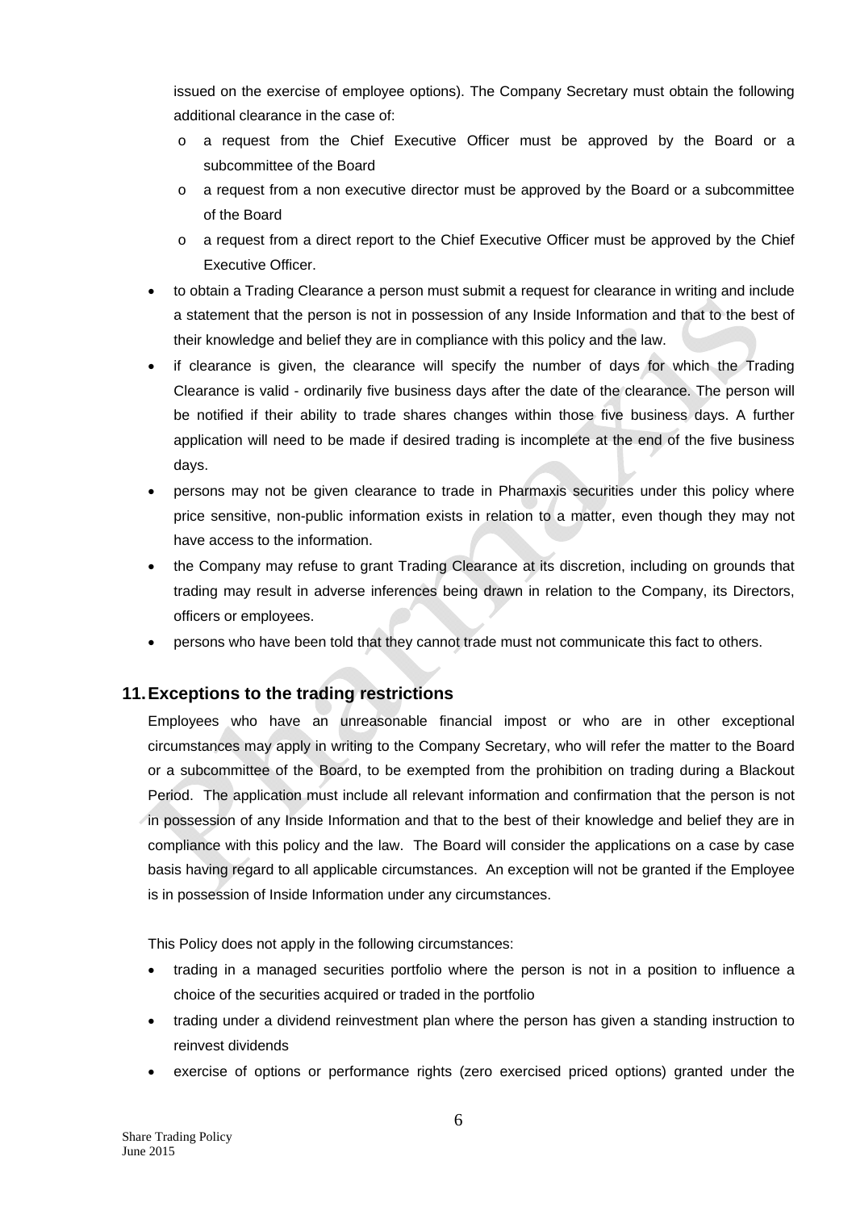issued on the exercise of employee options). The Company Secretary must obtain the following additional clearance in the case of:

  - a request from the Chief Executive Officer must be approved by the Board or a subcommittee of the Board
  - a request from a non executive director must be approved by the Board or a subcommittee of the Board
  - a request from a direct report to the Chief Executive Officer must be approved by the Chief Executive Officer.

- to obtain a Trading Clearance a person must submit a request for clearance in writing and include a statement that the person is not in possession of any Inside Information and that to the best of their knowledge and belief they are in compliance with this policy and the law.
- if clearance is given, the clearance will specify the number of days for which the Trading Clearance is valid - ordinarily five business days after the date of the clearance. The person will be notified if their ability to trade shares changes within those five business days. A further application will need to be made if desired trading is incomplete at the end of the five business days.
- persons may not be given clearance to trade in Pharmaxis securities under this policy where price sensitive, non-public information exists in relation to a matter, even though they may not have access to the information.
- the Company may refuse to grant Trading Clearance at its discretion, including on grounds that trading may result in adverse inferences being drawn in relation to the Company, its Directors, officers or employees.
- persons who have been told that they cannot trade must not communicate this fact to others.

## 11. Exceptions to the trading restrictions

Employees who have an unreasonable financial impost or who are in other exceptional circumstances may apply in writing to the Company Secretary, who will refer the matter to the Board or a subcommittee of the Board, to be exempted from the prohibition on trading during a Blackout Period. The application must include all relevant information and confirmation that the person is not in possession of any Inside Information and that to the best of their knowledge and belief they are in compliance with this policy and the law. The Board will consider the applications on a case by case basis having regard to all applicable circumstances. An exception will not be granted if the Employee is in possession of Inside Information under any circumstances.

This Policy does not apply in the following circumstances:

- trading in a managed securities portfolio where the person is not in a position to influence a choice of the securities acquired or traded in the portfolio
- trading under a dividend reinvestment plan where the person has given a standing instruction to reinvest dividends
- exercise of options or performance rights (zero exercised priced options) granted under the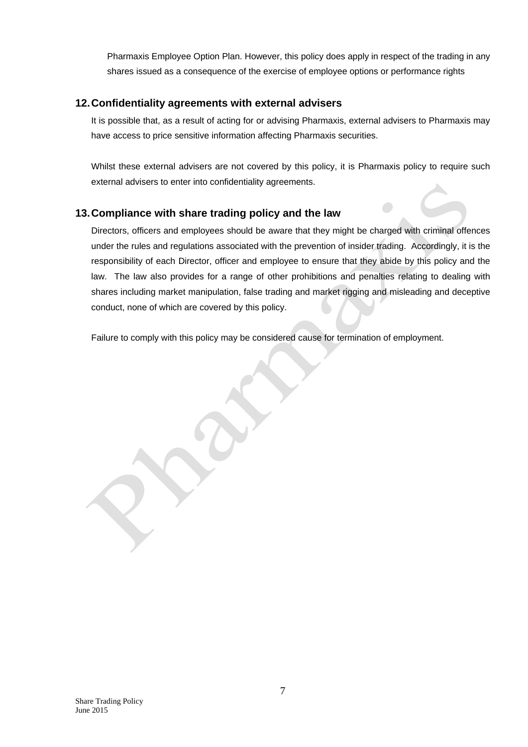Pharmaxis Employee Option Plan. However, this policy does apply in respect of the trading in any shares issued as a consequence of the exercise of employee options or performance rights

## 12. Confidentiality agreements with external advisers

It is possible that, as a result of acting for or advising Pharmaxis, external advisers to Pharmaxis may have access to price sensitive information affecting Pharmaxis securities.

Whilst these external advisers are not covered by this policy, it is Pharmaxis policy to require such external advisers to enter into confidentiality agreements.

## 13. Compliance with share trading policy and the law

Directors, officers and employees should be aware that they might be charged with criminal offences under the rules and regulations associated with the prevention of insider trading. Accordingly, it is the responsibility of each Director, officer and employee to ensure that they abide by this policy and the law. The law also provides for a range of other prohibitions and penalties relating to dealing with shares including market manipulation, false trading and market rigging and misleading and deceptive conduct, none of which are covered by this policy.

Failure to comply with this policy may be considered cause for termination of employment.